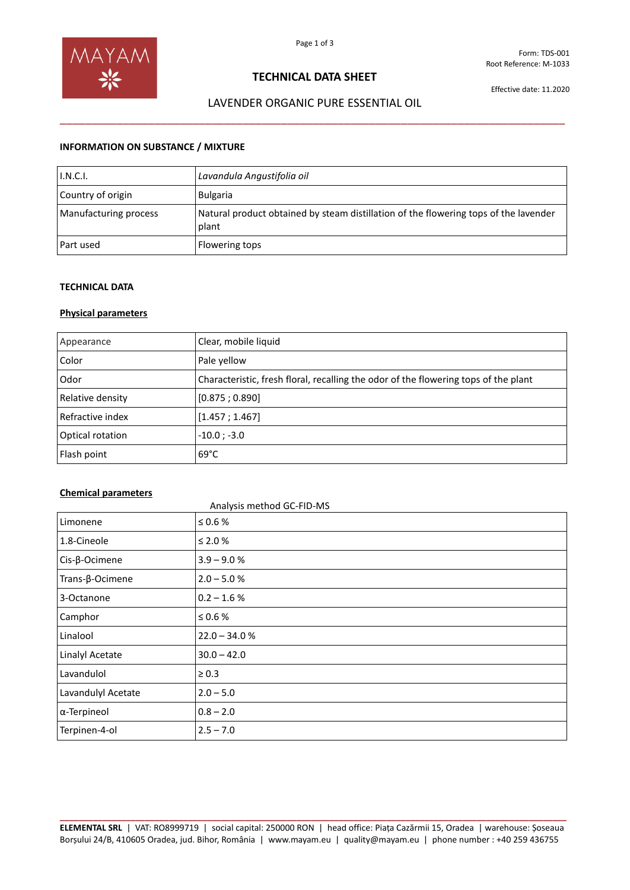MAYAM

Form: TDS-001
Root Reference: M-1033

Effective date: 11.2020

# TECHNICAL DATA SHEET

## LAVENDER ORGANIC PURE ESSENTIAL OIL

### INFORMATION ON SUBSTANCE / MIXTURE

| I.N.C.I. | *Lavandula Angustifolia oil* |
|---|---|
| Country of origin | Bulgaria |
| Manufacturing process | Natural product obtained by steam distillation of the flowering tops of the lavender plant |
| Part used | Flowering tops |

### TECHNICAL DATA

#### Physical parameters

| Appearance | Clear, mobile liquid |
|---|---|
| Color | Pale yellow |
| Odor | Characteristic, fresh floral, recalling the odor of the flowering tops of the plant |
| Relative density | [0.875 ; 0.890] |
| Refractive index | [1.457 ; 1.467] |
| Optical rotation | -10.0 ; -3.0 |
| Flash point | 69°C |

#### Chemical parameters

Analysis method GC-FID-MS

| Limonene | ≤ 0.6 % |
|---|---|
| 1.8-Cineole | ≤ 2.0 % |
| Cis-β-Ocimene | 3.9 – 9.0 % |
| Trans-β-Ocimene | 2.0 – 5.0 % |
| 3-Octanone | 0.2 – 1.6 % |
| Camphor | ≤ 0.6 % |
| Linalool | 22.0 – 34.0 % |
| Linalyl Acetate | 30.0 – 42.0 |
| Lavandulol | ≥ 0.3 |
| Lavandulyl Acetate | 2.0 – 5.0 |
| α-Terpineol | 0.8 – 2.0 |
| Terpinen-4-ol | 2.5 – 7.0 |

**ELEMENTAL SRL** | VAT: RO8999719 | social capital: 250000 RON | head office: Piața Cazărmii 15, Oradea | warehouse: Șoseaua Borșului 24/B, 410605 Oradea, jud. Bihor, România | www.mayam.eu | quality@mayam.eu | phone number : +40 259 436755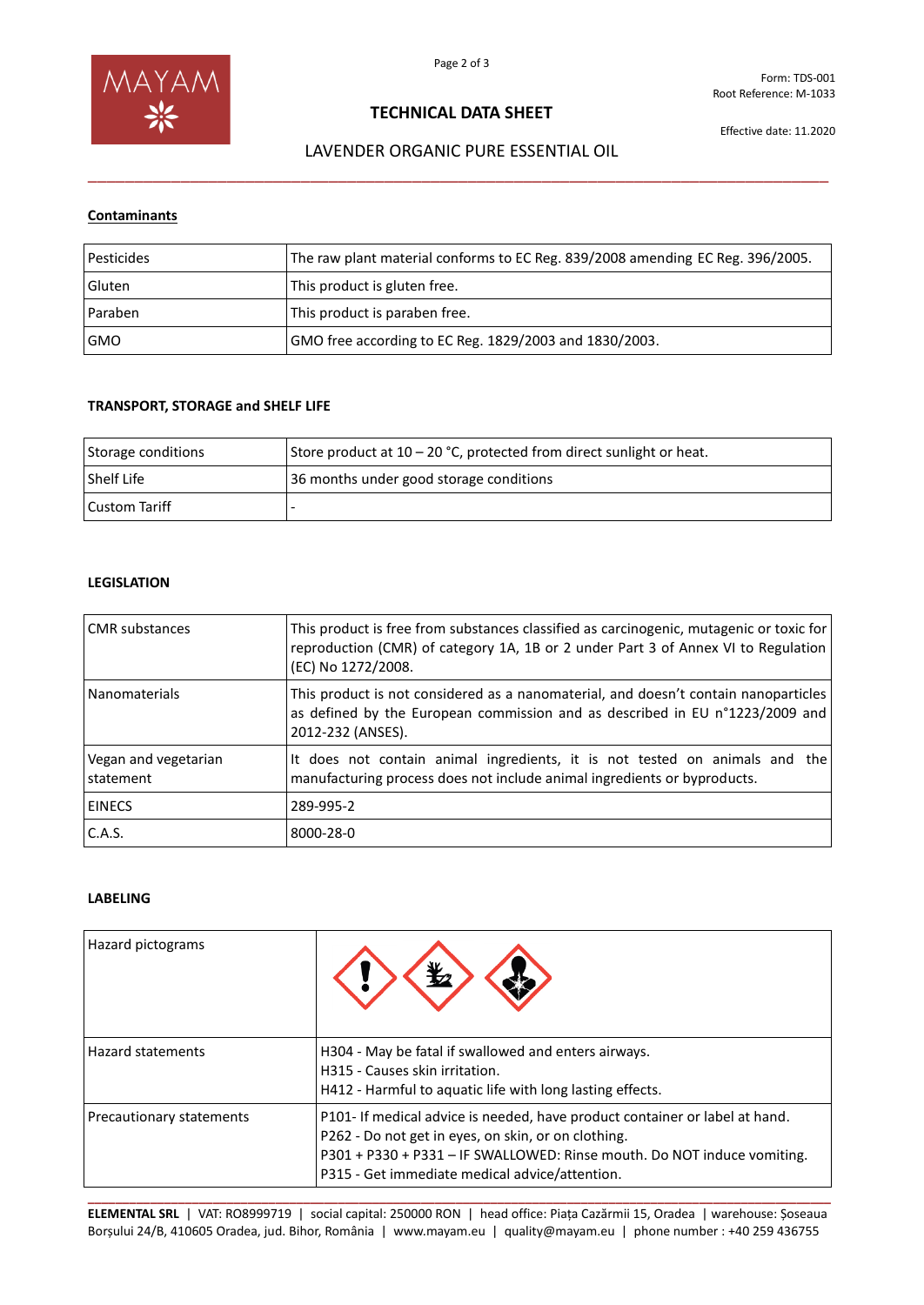# TECHNICAL DATA SHEET

## LAVENDER ORGANIC PURE ESSENTIAL OIL

### Contaminants

| | |
|---|---|
| Pesticides | The raw plant material conforms to EC Reg. 839/2008 amending EC Reg. 396/2005. |
| Gluten | This product is gluten free. |
| Paraben | This product is paraben free. |
| GMO | GMO free according to EC Reg. 1829/2003 and 1830/2003. |

### TRANSPORT, STORAGE and SHELF LIFE

| | |
|---|---|
| Storage conditions | Store product at 10 – 20 °C, protected from direct sunlight or heat. |
| Shelf Life | 36 months under good storage conditions |
| Custom Tariff | - |

### LEGISLATION

| | |
|---|---|
| CMR substances | This product is free from substances classified as carcinogenic, mutagenic or toxic for reproduction (CMR) of category 1A, 1B or 2 under Part 3 of Annex VI to Regulation (EC) No 1272/2008. |
| Nanomaterials | This product is not considered as a nanomaterial, and doesn't contain nanoparticles as defined by the European commission and as described in EU n°1223/2009 and 2012-232 (ANSES). |
| Vegan and vegetarian statement | It does not contain animal ingredients, it is not tested on animals and the manufacturing process does not include animal ingredients or byproducts. |
| EINECS | 289-995-2 |
| C.A.S. | 8000-28-0 |

### LABELING

| | |
|---|---|
| Hazard pictograms | |
| Hazard statements | H304 - May be fatal if swallowed and enters airways.<br>H315 - Causes skin irritation.<br>H412 - Harmful to aquatic life with long lasting effects. |
| Precautionary statements | P101- If medical advice is needed, have product container or label at hand.<br>P262 - Do not get in eyes, on skin, or on clothing.<br>P301 + P330 + P331 – IF SWALLOWED: Rinse mouth. Do NOT induce vomiting.<br>P315 - Get immediate medical advice/attention. |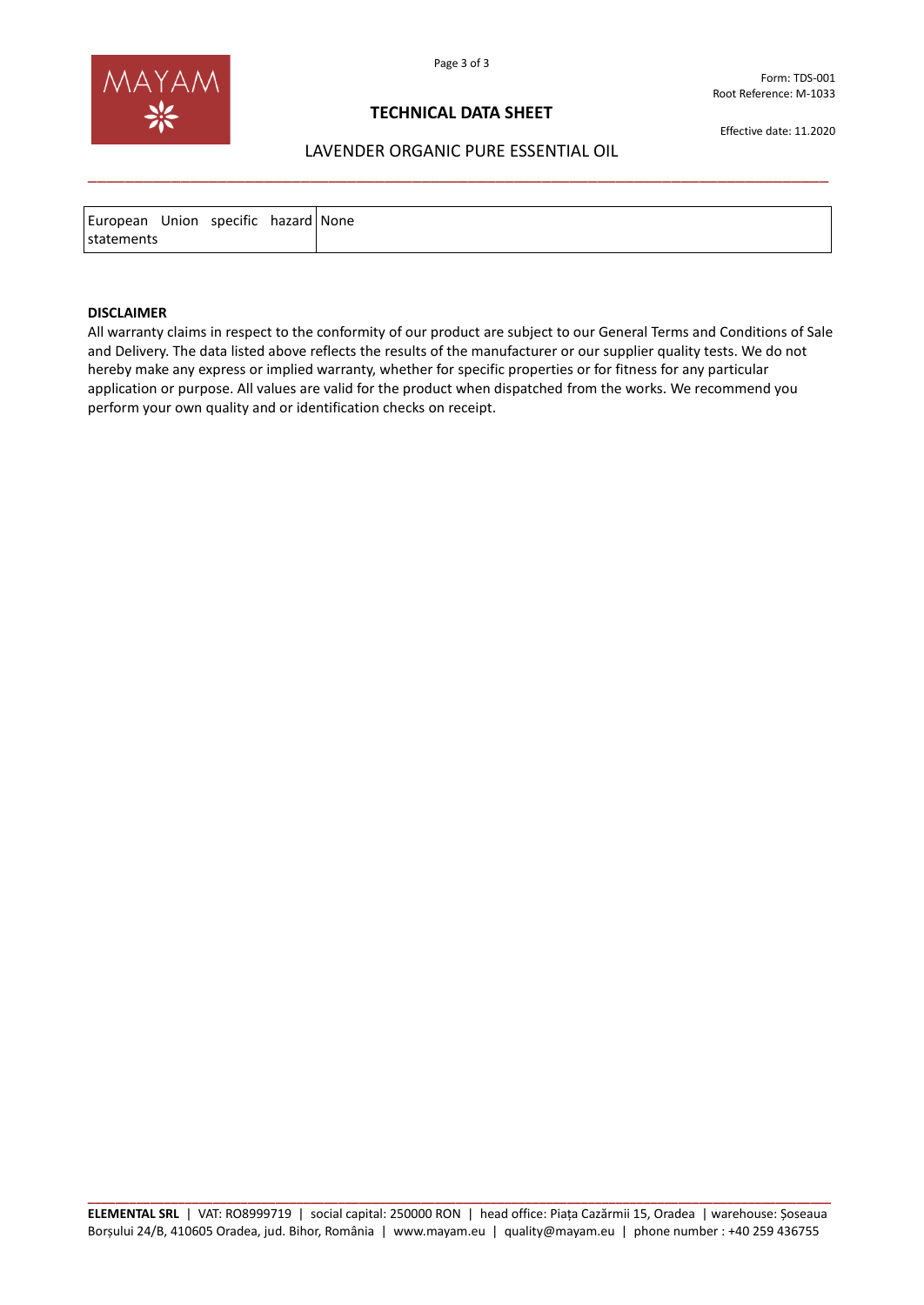| | |
|---|---|
| European Union specific hazard statements | None |

**DISCLAIMER**

All warranty claims in respect to the conformity of our product are subject to our General Terms and Conditions of Sale and Delivery. The data listed above reflects the results of the manufacturer or our supplier quality tests. We do not hereby make any express or implied warranty, whether for specific properties or for fitness for any particular application or purpose. All values are valid for the product when dispatched from the works. We recommend you perform your own quality and or identification checks on receipt.